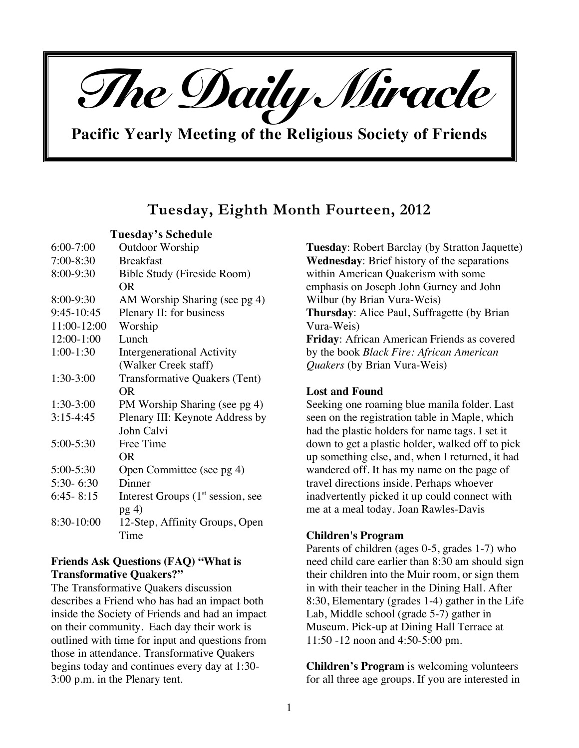# The Daily Miracle

**Pacific Yearly Meeting of the Religious Society of Friends**

## Tuesday, Eighth Month Fourteen, 2012

### Tuesday's Schedule

| | |
|---|---|
| 6:00-7:00 | Outdoor Worship |
| 7:00-8:30 | Breakfast |
| 8:00-9:30 | Bible Study (Fireside Room) OR |
| 8:00-9:30 | AM Worship Sharing (see pg 4) |
| 9:45-10:45 | Plenary II: for business |
| 11:00-12:00 | Worship |
| 12:00-1:00 | Lunch |
| 1:00-1:30 | Intergenerational Activity (Walker Creek staff) |
| 1:30-3:00 | Transformative Quakers (Tent) OR |
| 1:30-3:00 | PM Worship Sharing (see pg 4) |
| 3:15-4:45 | Plenary III: Keynote Address by John Calvi |
| 5:00-5:30 | Free Time OR |
| 5:00-5:30 | Open Committee (see pg 4) |
| 5:30- 6:30 | Dinner |
| 6:45- 8:15 | Interest Groups (1st session, see pg 4) |
| 8:30-10:00 | 12-Step, Affinity Groups, Open Time |

**Friends Ask Questions (FAQ) "What is Transformative Quakers?"**

The Transformative Quakers discussion describes a Friend who has had an impact both inside the Society of Friends and had an impact on their community. Each day their work is outlined with time for input and questions from those in attendance. Transformative Quakers begins today and continues every day at 1:30-3:00 p.m. in the Plenary tent.

**Tuesday**: Robert Barclay (by Stratton Jaquette)
**Wednesday**: Brief history of the separations within American Quakerism with some emphasis on Joseph John Gurney and John Wilbur (by Brian Vura-Weis)
**Thursday**: Alice Paul, Suffragette (by Brian Vura-Weis)
**Friday**: African American Friends as covered by the book *Black Fire: African American Quakers* (by Brian Vura-Weis)

**Lost and Found**

Seeking one roaming blue manila folder. Last seen on the registration table in Maple, which had the plastic holders for name tags. I set it down to get a plastic holder, walked off to pick up something else, and, when I returned, it had wandered off. It has my name on the page of travel directions inside. Perhaps whoever inadvertently picked it up could connect with me at a meal today. Joan Rawles-Davis

**Children's Program**

Parents of children (ages 0-5, grades 1-7) who need child care earlier than 8:30 am should sign their children into the Muir room, or sign them in with their teacher in the Dining Hall. After 8:30, Elementary (grades 1-4) gather in the Life Lab, Middle school (grade 5-7) gather in Museum. Pick-up at Dining Hall Terrace at 11:50 -12 noon and 4:50-5:00 pm.

**Children's Program** is welcoming volunteers for all three age groups. If you are interested in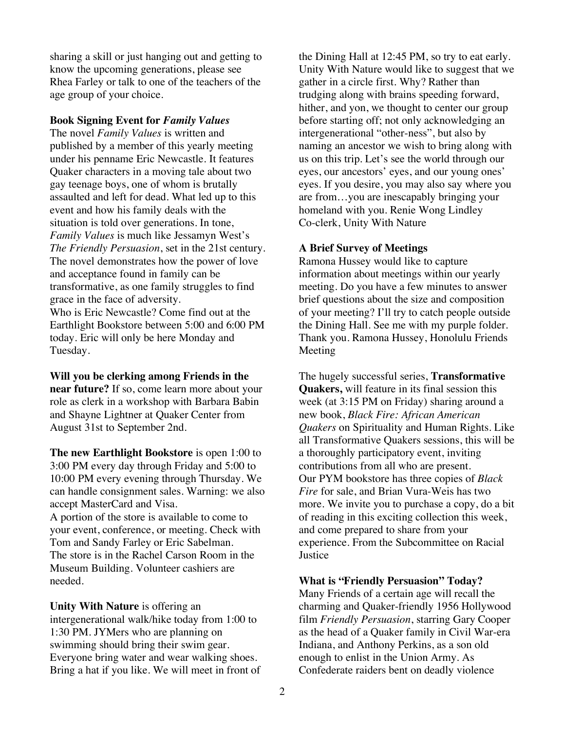sharing a skill or just hanging out and getting to know the upcoming generations, please see Rhea Farley or talk to one of the teachers of the age group of your choice.

**Book Signing Event for *Family Values***
The novel *Family Values* is written and published by a member of this yearly meeting under his penname Eric Newcastle. It features Quaker characters in a moving tale about two gay teenage boys, one of whom is brutally assaulted and left for dead. What led up to this event and how his family deals with the situation is told over generations. In tone, *Family Values* is much like Jessamyn West's *The Friendly Persuasion*, set in the 21st century. The novel demonstrates how the power of love and acceptance found in family can be transformative, as one family struggles to find grace in the face of adversity.
Who is Eric Newcastle? Come find out at the Earthlight Bookstore between 5:00 and 6:00 PM today. Eric will only be here Monday and Tuesday.

**Will you be clerking among Friends in the near future?** If so, come learn more about your role as clerk in a workshop with Barbara Babin and Shayne Lightner at Quaker Center from August 31st to September 2nd.

**The new Earthlight Bookstore** is open 1:00 to 3:00 PM every day through Friday and 5:00 to 10:00 PM every evening through Thursday. We can handle consignment sales. Warning: we also accept MasterCard and Visa.
A portion of the store is available to come to your event, conference, or meeting. Check with Tom and Sandy Farley or Eric Sabelman.
The store is in the Rachel Carson Room in the Museum Building. Volunteer cashiers are needed.

**Unity With Nature** is offering an intergenerational walk/hike today from 1:00 to 1:30 PM. JYMers who are planning on swimming should bring their swim gear. Everyone bring water and wear walking shoes. Bring a hat if you like. We will meet in front of the Dining Hall at 12:45 PM, so try to eat early. Unity With Nature would like to suggest that we gather in a circle first. Why? Rather than trudging along with brains speeding forward, hither, and yon, we thought to center our group before starting off; not only acknowledging an intergenerational "other-ness", but also by naming an ancestor we wish to bring along with us on this trip. Let's see the world through our eyes, our ancestors' eyes, and our young ones' eyes. If you desire, you may also say where you are from…you are inescapably bringing your homeland with you. Renie Wong Lindley
Co-clerk, Unity With Nature

**A Brief Survey of Meetings**
Ramona Hussey would like to capture information about meetings within our yearly meeting. Do you have a few minutes to answer brief questions about the size and composition of your meeting? I'll try to catch people outside the Dining Hall. See me with my purple folder. Thank you. Ramona Hussey, Honolulu Friends Meeting

The hugely successful series, **Transformative Quakers,** will feature in its final session this week (at 3:15 PM on Friday) sharing around a new book, *Black Fire: African American Quakers* on Spirituality and Human Rights. Like all Transformative Quakers sessions, this will be a thoroughly participatory event, inviting contributions from all who are present.
Our PYM bookstore has three copies of *Black Fire* for sale, and Brian Vura-Weis has two more. We invite you to purchase a copy, do a bit of reading in this exciting collection this week, and come prepared to share from your experience. From the Subcommittee on Racial Justice

**What is "Friendly Persuasion" Today?**
Many Friends of a certain age will recall the charming and Quaker-friendly 1956 Hollywood film *Friendly Persuasion*, starring Gary Cooper as the head of a Quaker family in Civil War-era Indiana, and Anthony Perkins, as a son old enough to enlist in the Union Army. As Confederate raiders bent on deadly violence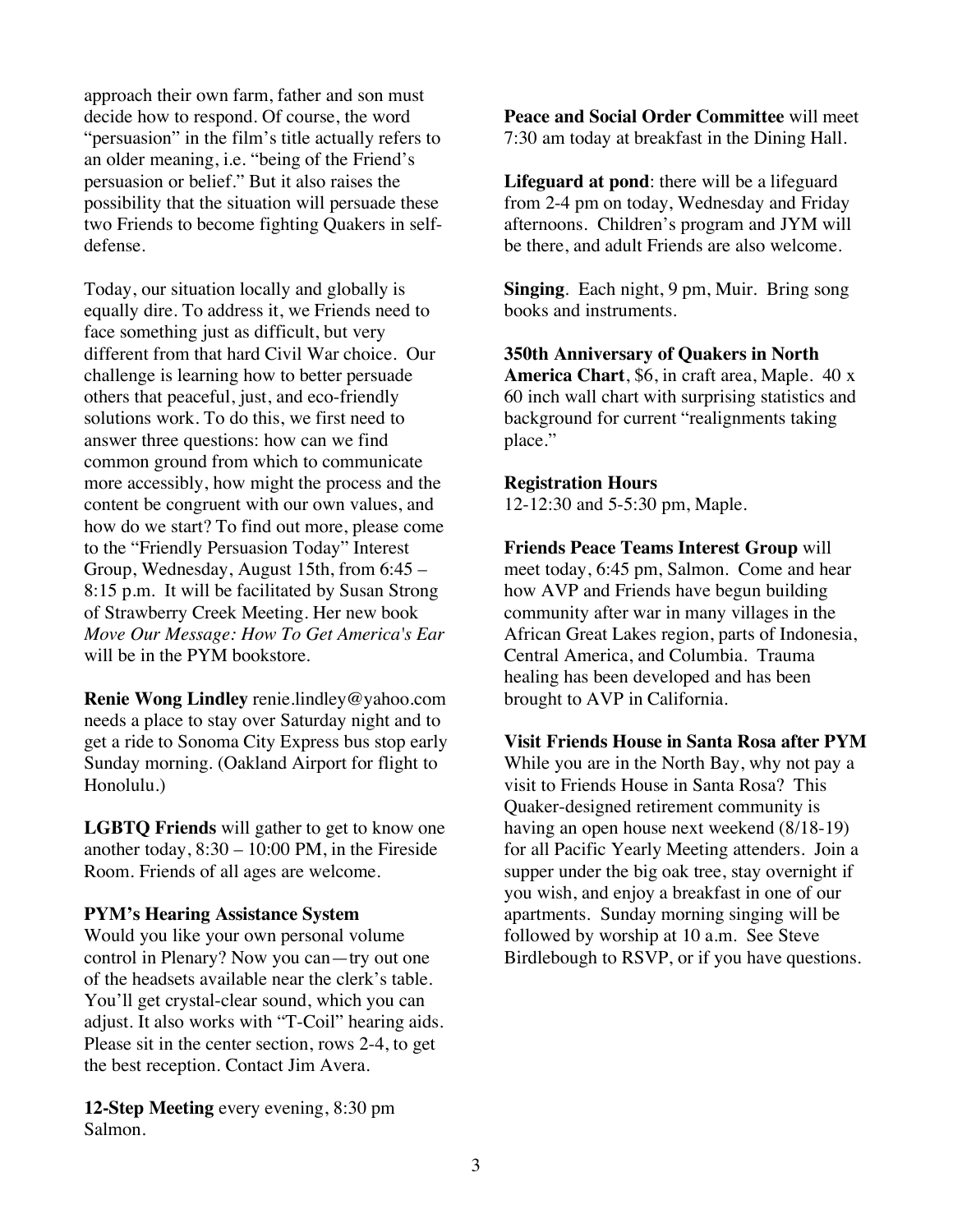approach their own farm, father and son must decide how to respond. Of course, the word "persuasion" in the film's title actually refers to an older meaning, i.e. "being of the Friend's persuasion or belief." But it also raises the possibility that the situation will persuade these two Friends to become fighting Quakers in self-defense.

Today, our situation locally and globally is equally dire. To address it, we Friends need to face something just as difficult, but very different from that hard Civil War choice. Our challenge is learning how to better persuade others that peaceful, just, and eco-friendly solutions work. To do this, we first need to answer three questions: how can we find common ground from which to communicate more accessibly, how might the process and the content be congruent with our own values, and how do we start? To find out more, please come to the "Friendly Persuasion Today" Interest Group, Wednesday, August 15th, from 6:45 – 8:15 p.m. It will be facilitated by Susan Strong of Strawberry Creek Meeting. Her new book *Move Our Message: How To Get America's Ear* will be in the PYM bookstore.

**Renie Wong Lindley** renie.lindley@yahoo.com needs a place to stay over Saturday night and to get a ride to Sonoma City Express bus stop early Sunday morning. (Oakland Airport for flight to Honolulu.)

**LGBTQ Friends** will gather to get to know one another today, 8:30 – 10:00 PM, in the Fireside Room. Friends of all ages are welcome.

**PYM's Hearing Assistance System**
Would you like your own personal volume control in Plenary? Now you can—try out one of the headsets available near the clerk's table. You'll get crystal-clear sound, which you can adjust. It also works with "T-Coil" hearing aids. Please sit in the center section, rows 2-4, to get the best reception. Contact Jim Avera.

**12-Step Meeting** every evening, 8:30 pm Salmon.

**Peace and Social Order Committee** will meet 7:30 am today at breakfast in the Dining Hall.

**Lifeguard at pond**: there will be a lifeguard from 2-4 pm on today, Wednesday and Friday afternoons. Children's program and JYM will be there, and adult Friends are also welcome.

**Singing**. Each night, 9 pm, Muir. Bring song books and instruments.

**350th Anniversary of Quakers in North America Chart**, $6, in craft area, Maple. 40 x 60 inch wall chart with surprising statistics and background for current "realignments taking place."

**Registration Hours**
12-12:30 and 5-5:30 pm, Maple.

**Friends Peace Teams Interest Group** will meet today, 6:45 pm, Salmon. Come and hear how AVP and Friends have begun building community after war in many villages in the African Great Lakes region, parts of Indonesia, Central America, and Columbia. Trauma healing has been developed and has been brought to AVP in California.

**Visit Friends House in Santa Rosa after PYM**
While you are in the North Bay, why not pay a visit to Friends House in Santa Rosa? This Quaker-designed retirement community is having an open house next weekend (8/18-19) for all Pacific Yearly Meeting attenders. Join a supper under the big oak tree, stay overnight if you wish, and enjoy a breakfast in one of our apartments. Sunday morning singing will be followed by worship at 10 a.m. See Steve Birdlebough to RSVP, or if you have questions.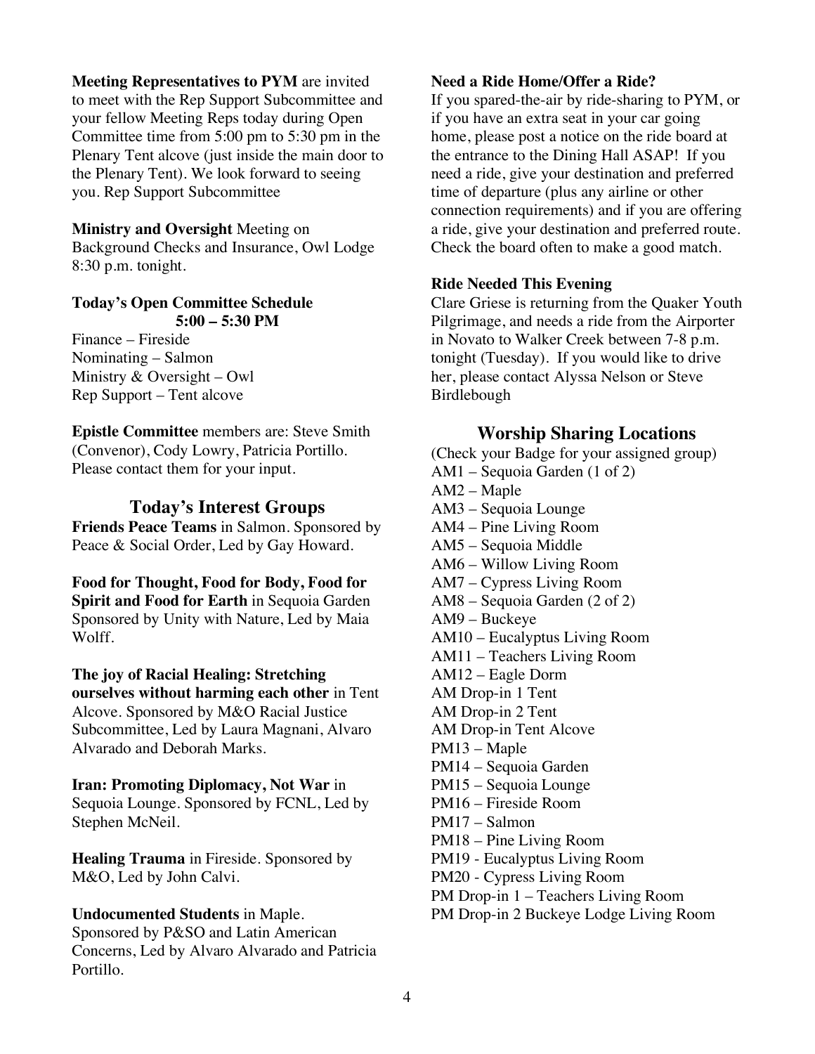**Meeting Representatives to PYM** are invited to meet with the Rep Support Subcommittee and your fellow Meeting Reps today during Open Committee time from 5:00 pm to 5:30 pm in the Plenary Tent alcove (just inside the main door to the Plenary Tent). We look forward to seeing you. Rep Support Subcommittee

**Ministry and Oversight** Meeting on Background Checks and Insurance, Owl Lodge 8:30 p.m. tonight.

**Today's Open Committee Schedule**
**5:00 – 5:30 PM**

Finance – Fireside
Nominating – Salmon
Ministry & Oversight – Owl
Rep Support – Tent alcove

**Epistle Committee** members are: Steve Smith (Convenor), Cody Lowry, Patricia Portillo. Please contact them for your input.

## Today's Interest Groups

**Friends Peace Teams** in Salmon. Sponsored by Peace & Social Order, Led by Gay Howard.

**Food for Thought, Food for Body, Food for Spirit and Food for Earth** in Sequoia Garden Sponsored by Unity with Nature, Led by Maia Wolff.

**The joy of Racial Healing: Stretching ourselves without harming each other** in Tent Alcove. Sponsored by M&O Racial Justice Subcommittee, Led by Laura Magnani, Alvaro Alvarado and Deborah Marks.

**Iran: Promoting Diplomacy, Not War** in Sequoia Lounge. Sponsored by FCNL, Led by Stephen McNeil.

**Healing Trauma** in Fireside. Sponsored by M&O, Led by John Calvi.

**Undocumented Students** in Maple. Sponsored by P&SO and Latin American Concerns, Led by Alvaro Alvarado and Patricia Portillo.

**Need a Ride Home/Offer a Ride?**
If you spared-the-air by ride-sharing to PYM, or if you have an extra seat in your car going home, please post a notice on the ride board at the entrance to the Dining Hall ASAP! If you need a ride, give your destination and preferred time of departure (plus any airline or other connection requirements) and if you are offering a ride, give your destination and preferred route. Check the board often to make a good match.

**Ride Needed This Evening**
Clare Griese is returning from the Quaker Youth Pilgrimage, and needs a ride from the Airporter in Novato to Walker Creek between 7-8 p.m. tonight (Tuesday). If you would like to drive her, please contact Alyssa Nelson or Steve Birdlebough

## Worship Sharing Locations

(Check your Badge for your assigned group)
AM1 – Sequoia Garden (1 of 2)
AM2 – Maple
AM3 – Sequoia Lounge
AM4 – Pine Living Room
AM5 – Sequoia Middle
AM6 – Willow Living Room
AM7 – Cypress Living Room
AM8 – Sequoia Garden (2 of 2)
AM9 – Buckeye
AM10 – Eucalyptus Living Room
AM11 – Teachers Living Room
AM12 – Eagle Dorm
AM Drop-in 1 Tent
AM Drop-in 2 Tent
AM Drop-in Tent Alcove
PM13 – Maple
PM14 – Sequoia Garden
PM15 – Sequoia Lounge
PM16 – Fireside Room
PM17 – Salmon
PM18 – Pine Living Room
PM19 - Eucalyptus Living Room
PM20 - Cypress Living Room
PM Drop-in 1 – Teachers Living Room
PM Drop-in 2 Buckeye Lodge Living Room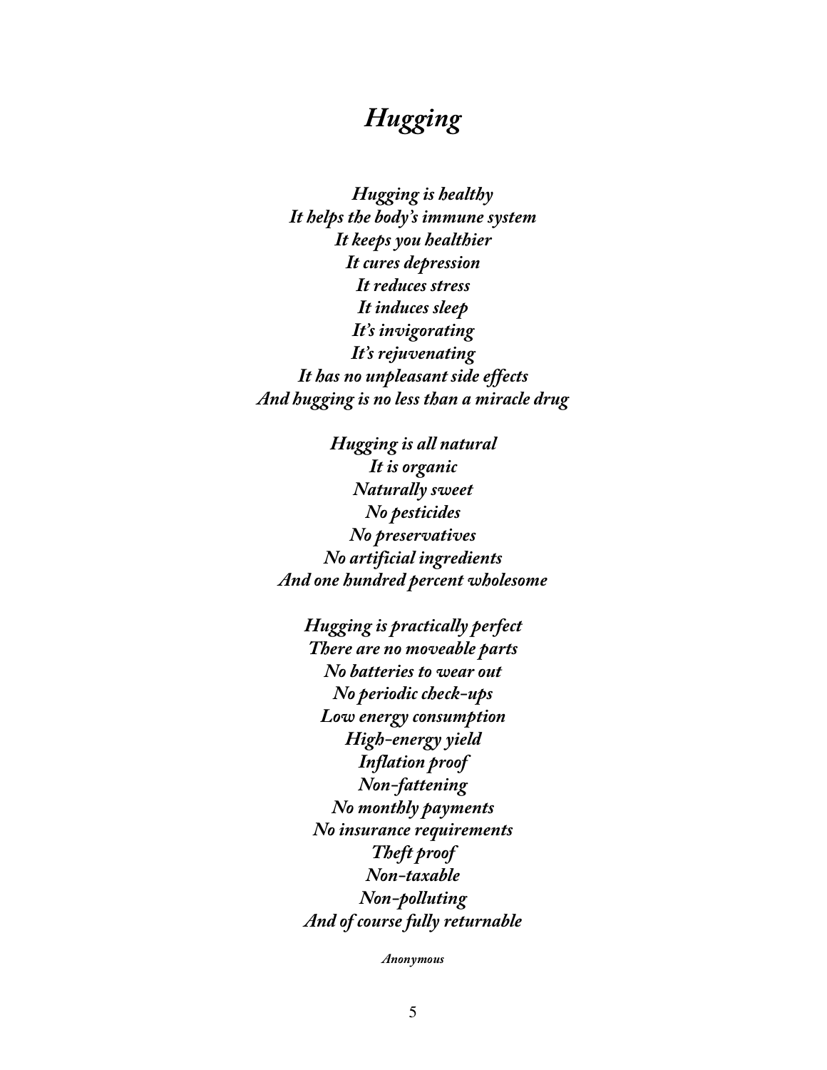# *Hugging*

*Hugging is healthy*
*It helps the body's immune system*
*It keeps you healthier*
*It cures depression*
*It reduces stress*
*It induces sleep*
*It's invigorating*
*It's rejuvenating*
*It has no unpleasant side effects*
*And hugging is no less than a miracle drug*

*Hugging is all natural*
*It is organic*
*Naturally sweet*
*No pesticides*
*No preservatives*
*No artificial ingredients*
*And one hundred percent wholesome*

*Hugging is practically perfect*
*There are no moveable parts*
*No batteries to wear out*
*No periodic check-ups*
*Low energy consumption*
*High-energy yield*
*Inflation proof*
*Non-fattening*
*No monthly payments*
*No insurance requirements*
*Theft proof*
*Non-taxable*
*Non-polluting*
*And of course fully returnable*

*Anonymous*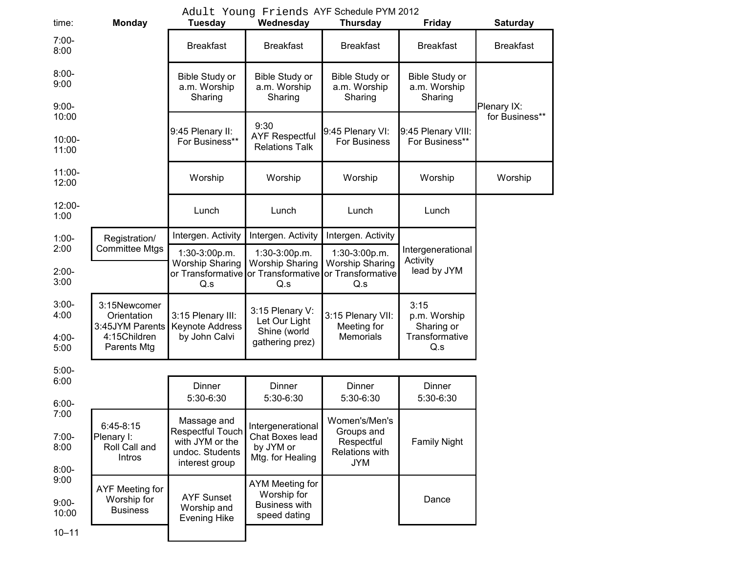# Adult Young Friends AYF Schedule PYM 2012

| time: | Monday | Tuesday | Wednesday | Thursday | Friday | Saturday |
|---|---|---|---|---|---|---|
| 7:00-8:00 | | Breakfast | Breakfast | Breakfast | Breakfast | Breakfast |
| 8:00-9:00 | | Bible Study or a.m. Worship Sharing | Bible Study or a.m. Worship Sharing | Bible Study or a.m. Worship Sharing | Bible Study or a.m. Worship Sharing | Plenary IX: for Business** |
| 9:00-10:00<br>10:00-11:00 | | 9:45 Plenary II: For Business** | 9:30 AYF Respectful Relations Talk | 9:45 Plenary VI: For Business | 9:45 Plenary VIII: For Business** | |
| 11:00-12:00 | | Worship | Worship | Worship | Worship | Worship |
| 12:00-1:00 | | Lunch | Lunch | Lunch | Lunch | |
| 1:00-2:00 | Registration/ Committee Mtgs | Intergen. Activity | Intergen. Activity | Intergen. Activity | Intergenerational Activity lead by JYM | |
| 2:00-3:00 | | 1:30-3:00p.m. Worship Sharing or Transformative Q.s | 1:30-3:00p.m. Worship Sharing or Transformative Q.s | 1:30-3:00p.m. Worship Sharing or Transformative Q.s | | |
| 3:00-4:00<br>4:00-5:00 | 3:15Newcomer Orientation<br>3:45JYM Parents<br>4:15Children Parents Mtg | 3:15 Plenary III: Keynote Address by John Calvi | 3:15 Plenary V: Let Our Light Shine (world gathering prez) | 3:15 Plenary VII: Meeting for Memorials | 3:15 p.m. Worship Sharing or Transformative Q.s | |
| 5:00-6:00 | | Dinner 5:30-6:30 | Dinner 5:30-6:30 | Dinner 5:30-6:30 | Dinner 5:30-6:30 | |
| 6:00-7:00<br>7:00-8:00 | 6:45-8:15 Plenary I: Roll Call and Intros | Massage and Respectful Touch with JYM or the undoc. Students interest group | Intergenerational Chat Boxes lead by JYM or Mtg. for Healing | Women's/Men's Groups and Respectful Relations with JYM | Family Night | |
| 8:00-9:00<br>9:00-10:00 | AYF Meeting for Worship for Business | AYF Sunset Worship and Evening Hike | AYM Meeting for Worship for Business with speed dating | | Dance | |
| 10–11 | | | | | | |